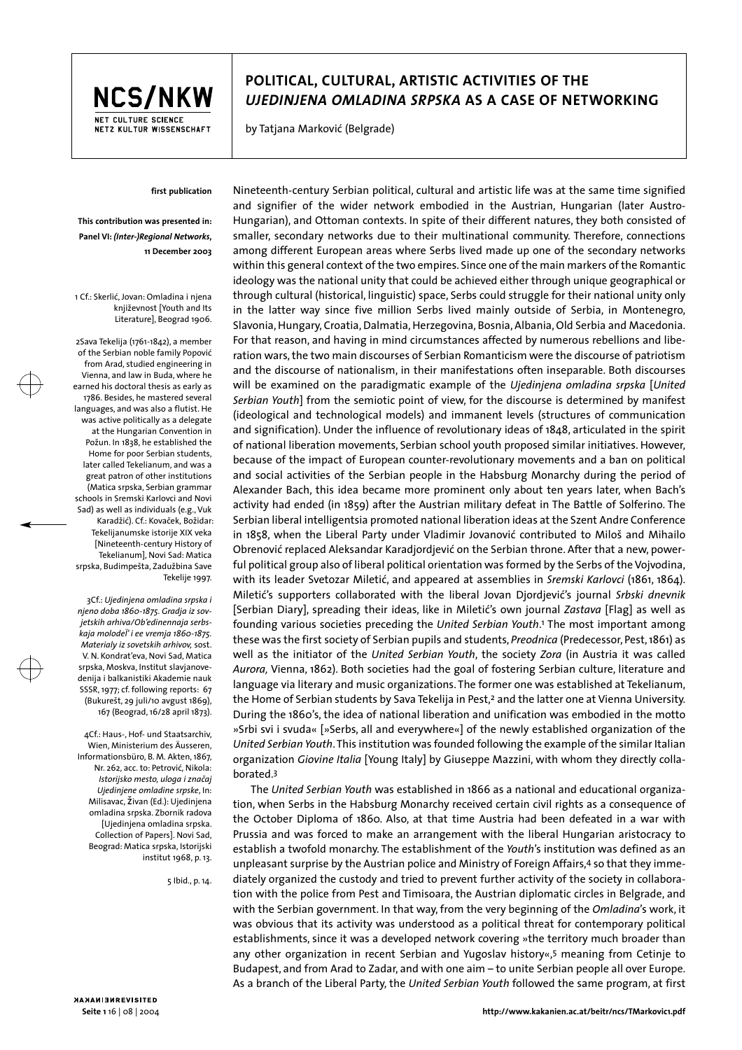# POLITICAL, CULTURAL, ARTISTIC ACTIVITIES OF THE *UJEDINJENA OMLADINA SRPSKA* AS A CASE OF NETWORKING

by Tatjana Marković (Belgrade)

**first publication**

**This contribution was presented in: Panel VI: *(Inter-)Regional Networks*, 11 December 2003**

Nineteenth-century Serbian political, cultural and artistic life was at the same time signified and signifier of the wider network embodied in the Austrian, Hungarian (later Austro-Hungarian), and Ottoman contexts. In spite of their different natures, they both consisted of smaller, secondary networks due to their multinational community. Therefore, connections among different European areas where Serbs lived made up one of the secondary networks within this general context of the two empires. Since one of the main markers of the Romantic ideology was the national unity that could be achieved either through unique geographical or through cultural (historical, linguistic) space, Serbs could struggle for their national unity only in the latter way since five million Serbs lived mainly outside of Serbia, in Montenegro, Slavonia, Hungary, Croatia, Dalmatia, Herzegovina, Bosnia, Albania, Old Serbia and Macedonia. For that reason, and having in mind circumstances affected by numerous rebellions and liberation wars, the two main discourses of Serbian Romanticism were the discourse of patriotism and the discourse of nationalism, in their manifestations often inseparable. Both discourses will be examined on the paradigmatic example of the *Ujedinjena omladina srpska* [*United Serbian Youth*] from the semiotic point of view, for the discourse is determined by manifest (ideological and technological models) and immanent levels (structures of communication and signification). Under the influence of revolutionary ideas of 1848, articulated in the spirit of national liberation movements, Serbian school youth proposed similar initiatives. However, because of the impact of European counter-revolutionary movements and a ban on political and social activities of the Serbian people in the Habsburg Monarchy during the period of Alexander Bach, this idea became more prominent only about ten years later, when Bach's activity had ended (in 1859) after the Austrian military defeat in The Battle of Solferino. The Serbian liberal intelligentsia promoted national liberation ideas at the Szent Andre Conference in 1858, when the Liberal Party under Vladimir Jovanović contributed to Miloš and Mihailo Obrenović replaced Aleksandar Karadjordjević on the Serbian throne. After that a new, powerful political group also of liberal political orientation was formed by the Serbs of the Vojvodina, with its leader Svetozar Miletić, and appeared at assemblies in *Sremski Karlovci* (1861, 1864). Miletić's supporters collaborated with the liberal Jovan Djordjević's journal *Srbski dnevnik* [Serbian Diary], spreading their ideas, like in Miletić's own journal *Zastava* [Flag] as well as founding various societies preceding the *United Serbian Youth*.[1] The most important among these was the first society of Serbian pupils and students, *Preodnica* (Predecessor, Pest, 1861) as well as the initiator of the *United Serbian Youth*, the society *Zora* (in Austria it was called *Aurora*, Vienna, 1862). Both societies had the goal of fostering Serbian culture, literature and language via literary and music organizations. The former one was established at Tekelianum, the Home of Serbian students by Sava Tekelija in Pest,[2] and the latter one at Vienna University. During the 1860's, the idea of national liberation and unification was embodied in the motto »Srbi svi i svuda« [»Serbs, all and everywhere«] of the newly established organization of the *United Serbian Youth*. This institution was founded following the example of the similar Italian organization *Giovine Italia* [Young Italy] by Giuseppe Mazzini, with whom they directly collaborated.[3]

The *United Serbian Youth* was established in 1866 as a national and educational organization, when Serbs in the Habsburg Monarchy received certain civil rights as a consequence of the October Diploma of 1860. Also, at that time Austria had been defeated in a war with Prussia and was forced to make an arrangement with the liberal Hungarian aristocracy to establish a twofold monarchy. The establishment of the *Youth*'s institution was defined as an unpleasant surprise by the Austrian police and Ministry of Foreign Affairs,[4] so that they immediately organized the custody and tried to prevent further activity of the society in collaboration with the police from Pest and Timisoara, the Austrian diplomatic circles in Belgrade, and with the Serbian government. In that way, from the very beginning of the *Omladina*'s work, it was obvious that its activity was understood as a political threat for contemporary political establishments, since it was a developed network covering »the territory much broader than any other organization in recent Serbian and Yugoslav history«,[5] meaning from Cetinje to Budapest, and from Arad to Zadar, and with one aim – to unite Serbian people all over Europe. As a branch of the Liberal Party, the *United Serbian Youth* followed the same program, at first

1 Cf.: Skerlić, Jovan: Omladina i njena književnost [Youth and Its Literature], Beograd 1906.

2 Sava Tekelija (1761-1842), a member of the Serbian noble family Popović from Arad, studied engineering in Vienna, and law in Buda, where he earned his doctoral thesis as early as 1786. Besides, he mastered several languages, and was also a flutist. He was active politically as a delegate at the Hungarian Convention in Požun. In 1838, he established the Home for poor Serbian students, later called Tekelianum, and was a great patron of other institutions (Matica srpska, Serbian grammar schools in Sremski Karlovci and Novi Sad) as well as individuals (e.g., Vuk Karadžić). Cf.: Kovaček, Božidar: Tekelijanumske istorije XIX veka [Nineteenth-century History of Tekelianum], Novi Sad: Matica srpska, Budimpešta, Zadužbina Save Tekelije 1997.

3 Cf.: *Ujedinjena omladina srpska i njeno doba 1860-1875. Gradja iz sovjetskih arhiva/Ob'edinennaja serbskaja molodel' i ee vremja 1860-1875. Materialy iz sovetskih arhivov*, sost. V. N. Kondrat'eva, Novi Sad, Matica srpska, Moskva, Institut slavjanovedenija i balkanistiki Akademie nauk SSSR, 1977; cf. following reports: 67 (Bukurešt, 29 juli/10 avgust 1869), 167 (Beograd, 16/28 april 1873).

4 Cf.: Haus-, Hof- und Staatsarchiv, Wien, Ministerium des Äusseren, Informationsbüro, B. M. Akten, 1867, Nr. 262, acc. to: Petrović, Nikola: *Istorijsko mesto, uloga i značaj Ujedinjene omladine srpske*, In: Milisavac, Živan (Ed.): Ujedinjena omladina srpska. Zbornik radova [Ujedinjena omladina srpska. Collection of Papers]. Novi Sad, Beograd: Matica srpska, Istorijski institut 1968, p. 13.

5 Ibid., p. 14.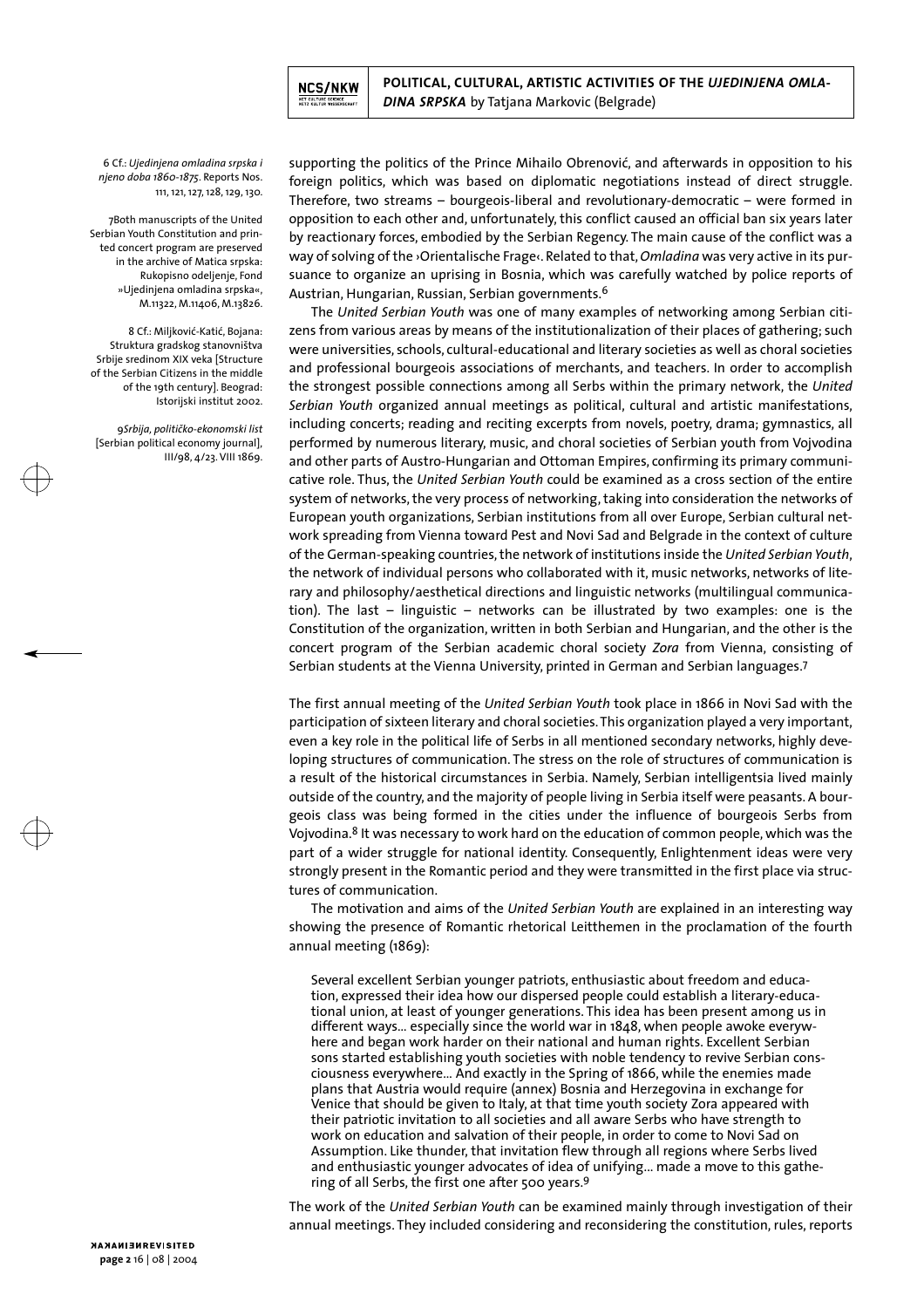supporting the politics of the Prince Mihailo Obrenović, and afterwards in opposition to his foreign politics, which was based on diplomatic negotiations instead of direct struggle. Therefore, two streams – bourgeois-liberal and revolutionary-democratic – were formed in opposition to each other and, unfortunately, this conflict caused an official ban six years later by reactionary forces, embodied by the Serbian Regency. The main cause of the conflict was a way of solving of the ›Orientalische Frage‹. Related to that, *Omladina* was very active in its pursuance to organize an uprising in Bosnia, which was carefully watched by police reports of Austrian, Hungarian, Russian, Serbian governments.[6]

The *United Serbian Youth* was one of many examples of networking among Serbian citizens from various areas by means of the institutionalization of their places of gathering; such were universities, schools, cultural-educational and literary societies as well as choral societies and professional bourgeois associations of merchants, and teachers. In order to accomplish the strongest possible connections among all Serbs within the primary network, the *United Serbian Youth* organized annual meetings as political, cultural and artistic manifestations, including concerts; reading and reciting excerpts from novels, poetry, drama; gymnastics, all performed by numerous literary, music, and choral societies of Serbian youth from Vojvodina and other parts of Austro-Hungarian and Ottoman Empires, confirming its primary communicative role. Thus, the *United Serbian Youth* could be examined as a cross section of the entire system of networks, the very process of networking, taking into consideration the networks of European youth organizations, Serbian institutions from all over Europe, Serbian cultural network spreading from Vienna toward Pest and Novi Sad and Belgrade in the context of culture of the German-speaking countries, the network of institutions inside the *United Serbian Youth*, the network of individual persons who collaborated with it, music networks, networks of literary and philosophy/aesthetical directions and linguistic networks (multilingual communication). The last – linguistic – networks can be illustrated by two examples: one is the Constitution of the organization, written in both Serbian and Hungarian, and the other is the concert program of the Serbian academic choral society *Zora* from Vienna, consisting of Serbian students at the Vienna University, printed in German and Serbian languages.[7]

The first annual meeting of the *United Serbian Youth* took place in 1866 in Novi Sad with the participation of sixteen literary and choral societies. This organization played a very important, even a key role in the political life of Serbs in all mentioned secondary networks, highly developing structures of communication. The stress on the role of structures of communication is a result of the historical circumstances in Serbia. Namely, Serbian intelligentsia lived mainly outside of the country, and the majority of people living in Serbia itself were peasants. A bourgeois class was being formed in the cities under the influence of bourgeois Serbs from Vojvodina.[8] It was necessary to work hard on the education of common people, which was the part of a wider struggle for national identity. Consequently, Enlightenment ideas were very strongly present in the Romantic period and they were transmitted in the first place via structures of communication.

The motivation and aims of the *United Serbian Youth* are explained in an interesting way showing the presence of Romantic rhetorical Leitthemen in the proclamation of the fourth annual meeting (1869):

> Several excellent Serbian younger patriots, enthusiastic about freedom and education, expressed their idea how our dispersed people could establish a literary-educational union, at least of younger generations. This idea has been present among us in different ways… especially since the world war in 1848, when people awoke everywhere and began work harder on their national and human rights. Excellent Serbian sons started establishing youth societies with noble tendency to revive Serbian consciousness everywhere… And exactly in the Spring of 1866, while the enemies made plans that Austria would require (annex) Bosnia and Herzegovina in exchange for Venice that should be given to Italy, at that time youth society Zora appeared with their patriotic invitation to all societies and all aware Serbs who have strength to work on education and salvation of their people, in order to come to Novi Sad on Assumption. Like thunder, that invitation flew through all regions where Serbs lived and enthusiastic younger advocates of idea of unifying… made a move to this gathering of all Serbs, the first one after 500 years.[9]

The work of the *United Serbian Youth* can be examined mainly through investigation of their annual meetings. They included considering and reconsidering the constitution, rules, reports

6 Cf.: *Ujedinjena omladina srpska i njeno doba 1860-1875*. Reports Nos. 111, 121, 127, 128, 129, 130.

7 Both manuscripts of the United Serbian Youth Constitution and printed concert program are preserved in the archive of Matica srpska: Rukopisno odeljenje, Fond »Ujedinjena omladina srpska«, M.11322, M.11406, M.13826.

8 Cf.: Miljković-Katić, Bojana: Struktura gradskog stanovništva Srbije sredinom XIX veka [Structure of the Serbian Citizens in the middle of the 19th century]. Beograd: Istorijski institut 2002.

9 *Srbija, političko-ekonomski list* [Serbian political economy journal], III/98, 4/23. VIII 1869.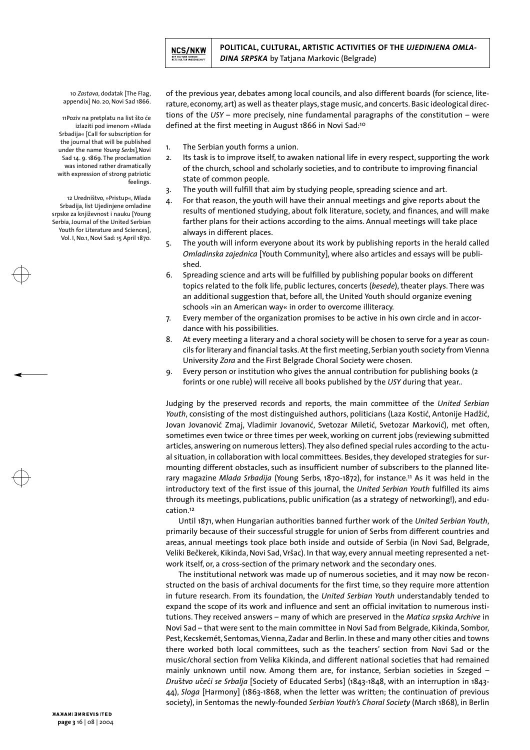of the previous year, debates among local councils, and also different boards (for science, literature, economy, art) as well as theater plays, stage music, and concerts. Basic ideological directions of the *USY* – more precisely, nine fundamental paragraphs of the constitution – were defined at the first meeting in August 1866 in Novi Sad:[10]

1. The Serbian youth forms a union.
2. Its task is to improve itself, to awaken national life in every respect, supporting the work of the church, school and scholarly societies, and to contribute to improving financial state of common people.
3. The youth will fulfill that aim by studying people, spreading science and art.
4. For that reason, the youth will have their annual meetings and give reports about the results of mentioned studying, about folk literature, society, and finances, and will make farther plans for their actions according to the aims. Annual meetings will take place always in different places.
5. The youth will inform everyone about its work by publishing reports in the herald called *Omladinska zajednica* [Youth Community], where also articles and essays will be published.
6. Spreading science and arts will be fulfilled by publishing popular books on different topics related to the folk life, public lectures, concerts (*besede*), theater plays. There was an additional suggestion that, before all, the United Youth should organize evening schools »in an American way« in order to overcome illiteracy.
7. Every member of the organization promises to be active in his own circle and in accordance with his possibilities.
8. At every meeting a literary and a choral society will be chosen to serve for a year as councils for literary and financial tasks. At the first meeting, Serbian youth society from Vienna University *Zora* and the First Belgrade Choral Society were chosen.
9. Every person or institution who gives the annual contribution for publishing books (2 forints or one ruble) will receive all books published by the *USY* during that year..

Judging by the preserved records and reports, the main committee of the *United Serbian Youth*, consisting of the most distinguished authors, politicians (Laza Kostić, Antonije Hadžić, Jovan Jovanović Zmaj, Vladimir Jovanović, Svetozar Miletić, Svetozar Marković), met often, sometimes even twice or three times per week, working on current jobs (reviewing submitted articles, answering on numerous letters). They also defined special rules according to the actual situation, in collaboration with local committees. Besides, they developed strategies for surmounting different obstacles, such as insufficient number of subscribers to the planned literary magazine *Mlada Srbadija* (Young Serbs, 1870-1872), for instance.[11] As it was held in the introductory text of the first issue of this journal, the *United Serbian Youth* fulfilled its aims through its meetings, publications, public unification (as a strategy of networking!), and education.[12]

Until 1871, when Hungarian authorities banned further work of the *United Serbian Youth*, primarily because of their successful struggle for union of Serbs from different countries and areas, annual meetings took place both inside and outside of Serbia (in Novi Sad, Belgrade, Veliki Bečkerek, Kikinda, Novi Sad, Vršac). In that way, every annual meeting represented a network itself, or, a cross-section of the primary network and the secondary ones.

The institutional network was made up of numerous societies, and it may now be reconstructed on the basis of archival documents for the first time, so they require more attention in future research. From its foundation, the *United Serbian Youth* understandably tended to expand the scope of its work and influence and sent an official invitation to numerous institutions. They received answers – many of which are preserved in the *Matica srpska Archive* in Novi Sad – that were sent to the main committee in Novi Sad from Belgrade, Kikinda, Sombor, Pest, Kecskemét, Sentomas, Vienna, Zadar and Berlin. In these and many other cities and towns there worked both local committees, such as the teachers' section from Novi Sad or the music/choral section from Velika Kikinda, and different national societies that had remained mainly unknown until now. Among them are, for instance, Serbian societies in Szeged – *Društvo učeći se Srbalja* [Society of Educated Serbs] (1843-1848, with an interruption in 1843-44), *Sloga* [Harmony] (1863-1868, when the letter was written; the continuation of previous society), in Sentomas the newly-founded *Serbian Youth's Choral Society* (March 1868), in Berlin

---

10 *Zastava*, dodatak [The Flag, appendix] No. 20, Novi Sad 1866.

11 Poziv na pretplatu na list što će izlaziti pod imenom »Mlada Srbadija« [Call for subscription for the journal that will be published under the name *Young Serbs*], Novi Sad 14. 9. 1869. The proclamation was intoned rather dramatically with expression of strong patriotic feelings.

12 Uredništvo, »Pristup«, Mlada Srbadija, list Ujedinjene omladine srpske za književnost i nauku [Young Serbia, Journal of the United Serbian Youth for Literature and Sciences], Vol. I, No.1, Novi Sad: 15 April 1870.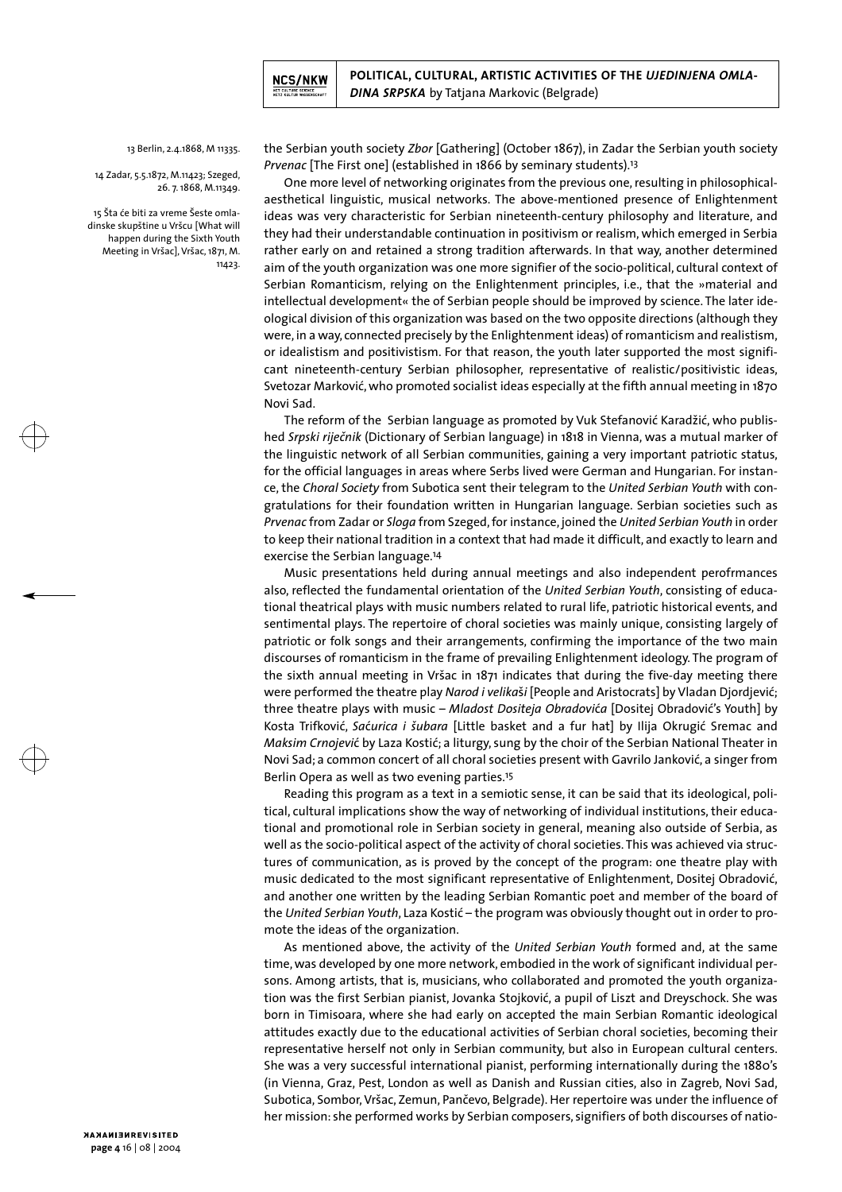the Serbian youth society *Zbor* [Gathering] (October 1867), in Zadar the Serbian youth society *Prvenac* [The First one] (established in 1866 by seminary students).[13]

One more level of networking originates from the previous one, resulting in philosophical-aesthetical linguistic, musical networks. The above-mentioned presence of Enlightenment ideas was very characteristic for Serbian nineteenth-century philosophy and literature, and they had their understandable continuation in positivism or realism, which emerged in Serbia rather early on and retained a strong tradition afterwards. In that way, another determined aim of the youth organization was one more signifier of the socio-political, cultural context of Serbian Romanticism, relying on the Enlightenment principles, i.e., that the »material and intellectual development« the of Serbian people should be improved by science. The later ideological division of this organization was based on the two opposite directions (although they were, in a way, connected precisely by the Enlightenment ideas) of romanticism and realistism, or idealistism and positivistism. For that reason, the youth later supported the most significant nineteenth-century Serbian philosopher, representative of realistic/positivistic ideas, Svetozar Marković, who promoted socialist ideas especially at the fifth annual meeting in 1870 Novi Sad.

The reform of the Serbian language as promoted by Vuk Stefanović Karadžić, who published *Srpski riječnik* (Dictionary of Serbian language) in 1818 in Vienna, was a mutual marker of the linguistic network of all Serbian communities, gaining a very important patriotic status, for the official languages in areas where Serbs lived were German and Hungarian. For instance, the *Choral Society* from Subotica sent their telegram to the *United Serbian Youth* with congratulations for their foundation written in Hungarian language. Serbian societies such as *Prvenac* from Zadar or *Sloga* from Szeged, for instance, joined the *United Serbian Youth* in order to keep their national tradition in a context that had made it difficult, and exactly to learn and exercise the Serbian language.[14]

Music presentations held during annual meetings and also independent perofrmances also, reflected the fundamental orientation of the *United Serbian Youth*, consisting of educational theatrical plays with music numbers related to rural life, patriotic historical events, and sentimental plays. The repertoire of choral societies was mainly unique, consisting largely of patriotic or folk songs and their arrangements, confirming the importance of the two main discourses of romanticism in the frame of prevailing Enlightenment ideology. The program of the sixth annual meeting in Vršac in 1871 indicates that during the five-day meeting there were performed the theatre play *Narod i velikaši* [People and Aristocrats] by Vladan Djordjević; three theatre plays with music – *Mladost Dositeja Obradovića* [Dositej Obradović's Youth] by Kosta Trifković, *Saćurica i šubara* [Little basket and a fur hat] by Ilija Okrugić Sremac and *Maksim Crnojević* by Laza Kostić; a liturgy, sung by the choir of the Serbian National Theater in Novi Sad; a common concert of all choral societies present with Gavrilo Janković, a singer from Berlin Opera as well as two evening parties.[15]

Reading this program as a text in a semiotic sense, it can be said that its ideological, political, cultural implications show the way of networking of individual institutions, their educational and promotional role in Serbian society in general, meaning also outside of Serbia, as well as the socio-political aspect of the activity of choral societies. This was achieved via structures of communication, as is proved by the concept of the program: one theatre play with music dedicated to the most significant representative of Enlightenment, Dositej Obradović, and another one written by the leading Serbian Romantic poet and member of the board of the *United Serbian Youth*, Laza Kostić – the program was obviously thought out in order to promote the ideas of the organization.

As mentioned above, the activity of the *United Serbian Youth* formed and, at the same time, was developed by one more network, embodied in the work of significant individual persons. Among artists, that is, musicians, who collaborated and promoted the youth organization was the first Serbian pianist, Jovanka Stojković, a pupil of Liszt and Dreyschock. She was born in Timisoara, where she had early on accepted the main Serbian Romantic ideological attitudes exactly due to the educational activities of Serbian choral societies, becoming their representative herself not only in Serbian community, but also in European cultural centers. She was a very successful international pianist, performing internationally during the 1880's (in Vienna, Graz, Pest, London as well as Danish and Russian cities, also in Zagreb, Novi Sad, Subotica, Sombor, Vršac, Zemun, Pančevo, Belgrade). Her repertoire was under the influence of her mission: she performed works by Serbian composers, signifiers of both discourses of natio-

---

13 Berlin, 2.4.1868, M 11335.

14 Zadar, 5.5.1872, M.11423; Szeged, 26. 7. 1868, M.11349.

15 Šta će biti za vreme Šeste omladinske skupštine u Vršcu [What will happen during the Sixth Youth Meeting in Vršac], Vršac, 1871, M. 11423.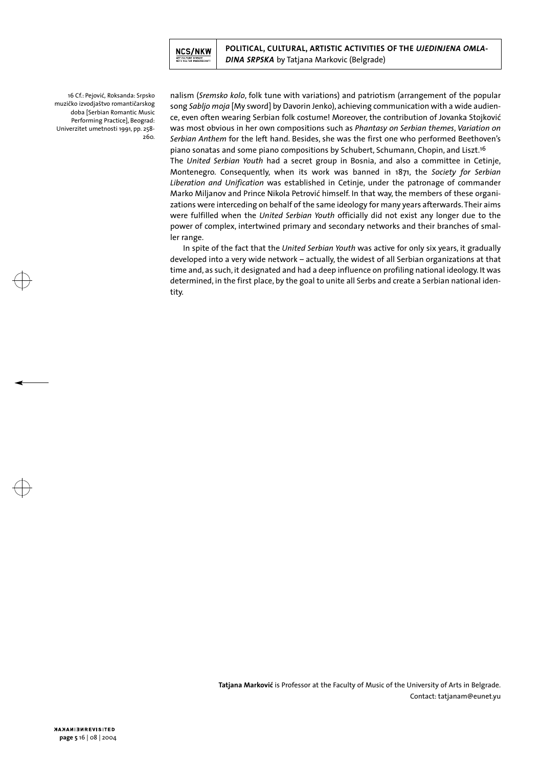nalism (*Sremsko kolo*, folk tune with variations) and patriotism (arrangement of the popular song *Sabljo moja* [My sword] by Davorin Jenko), achieving communication with a wide audience, even often wearing Serbian folk costume! Moreover, the contribution of Jovanka Stojković was most obvious in her own compositions such as *Phantasy on Serbian themes*, *Variation on Serbian Anthem* for the left hand. Besides, she was the first one who performed Beethoven's piano sonatas and some piano compositions by Schubert, Schumann, Chopin, and Liszt.[16]

The *United Serbian Youth* had a secret group in Bosnia, and also a committee in Cetinje, Montenegro. Consequently, when its work was banned in 1871, the *Society for Serbian Liberation and Unification* was established in Cetinje, under the patronage of commander Marko Miljanov and Prince Nikola Petrović himself. In that way, the members of these organizations were interceding on behalf of the same ideology for many years afterwards. Their aims were fulfilled when the *United Serbian Youth* officially did not exist any longer due to the power of complex, intertwined primary and secondary networks and their branches of smaller range.

In spite of the fact that the *United Serbian Youth* was active for only six years, it gradually developed into a very wide network – actually, the widest of all Serbian organizations at that time and, as such, it designated and had a deep influence on profiling national ideology. It was determined, in the first place, by the goal to unite all Serbs and create a Serbian national identity.

16 Cf.: Pejović, Roksanda: Srpsko muzičko izvodjaštvo romantičarskog doba [Serbian Romantic Music Performing Practice], Beograd: Univerzitet umetnosti 1991, pp. 258-260.

**Tatjana Marković** is Professor at the Faculty of Music of the University of Arts in Belgrade.
Contact: tatjanam@eunet.yu